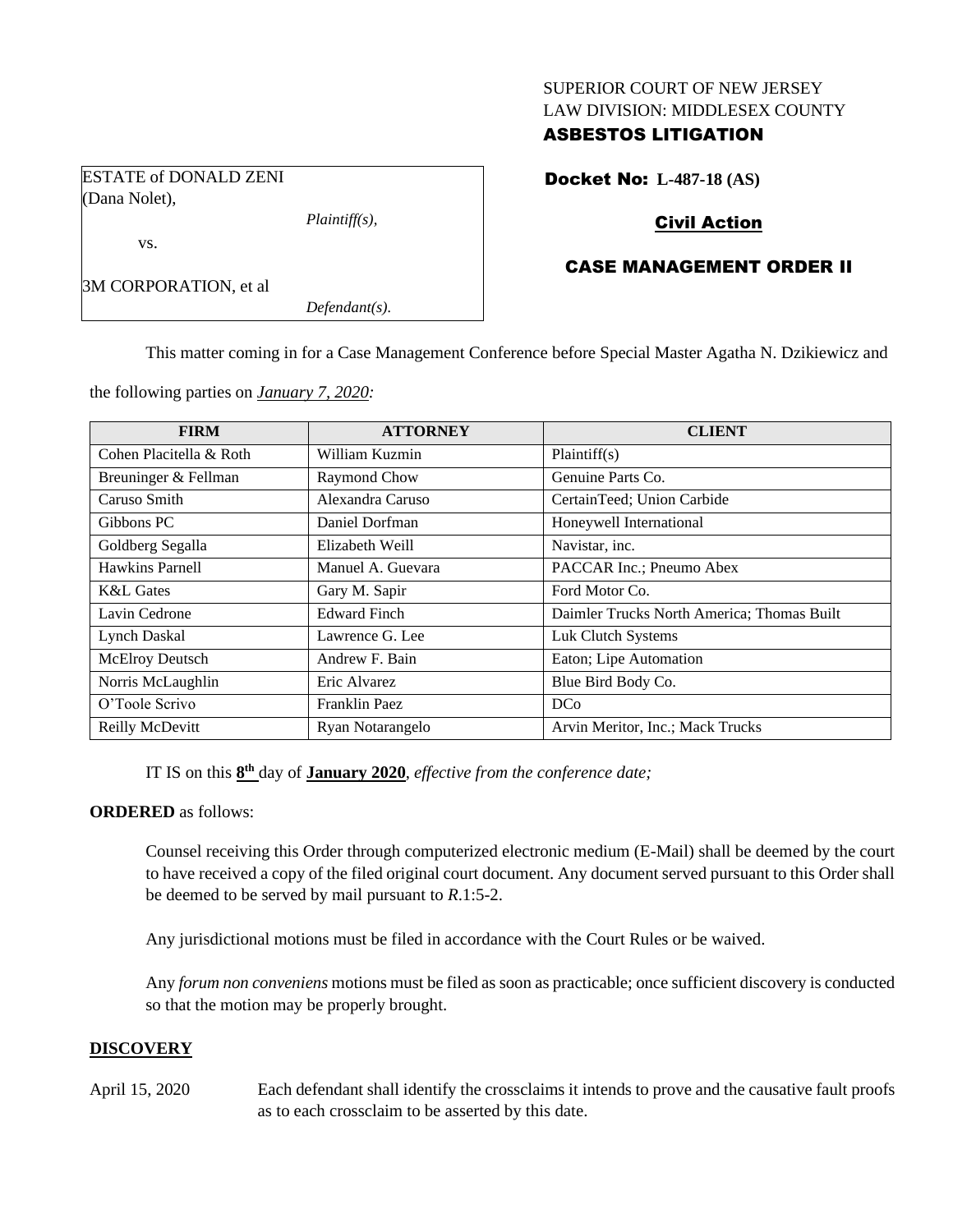SUPERIOR COURT OF NEW JERSEY
LAW DIVISION: MIDDLESEX COUNTY

**ASBESTOS LITIGATION**

ESTATE of DONALD ZENI (Dana Nolet),

*Plaintiff(s),*

vs.

3M CORPORATION, et al

*Defendant(s).*

**Docket No: L-487-18 (AS)**

**Civil Action**

**CASE MANAGEMENT ORDER II**

This matter coming in for a Case Management Conference before Special Master Agatha N. Dzikiewicz and the following parties on *January 7, 2020:*

| FIRM | ATTORNEY | CLIENT |
|---|---|---|
| Cohen Placitella & Roth | William Kuzmin | Plaintiff(s) |
| Breuninger & Fellman | Raymond Chow | Genuine Parts Co. |
| Caruso Smith | Alexandra Caruso | CertainTeed; Union Carbide |
| Gibbons PC | Daniel Dorfman | Honeywell International |
| Goldberg Segalla | Elizabeth Weill | Navistar, inc. |
| Hawkins Parnell | Manuel A. Guevara | PACCAR Inc.; Pneumo Abex |
| K&L Gates | Gary M. Sapir | Ford Motor Co. |
| Lavin Cedrone | Edward Finch | Daimler Trucks North America; Thomas Built |
| Lynch Daskal | Lawrence G. Lee | Luk Clutch Systems |
| McElroy Deutsch | Andrew F. Bain | Eaton; Lipe Automation |
| Norris McLaughlin | Eric Alvarez | Blue Bird Body Co. |
| O'Toole Scrivo | Franklin Paez | DCo |
| Reilly McDevitt | Ryan Notarangelo | Arvin Meritor, Inc.; Mack Trucks |

IT IS on this **8th** day of **January 2020**, *effective from the conference date;*

**ORDERED** as follows:

Counsel receiving this Order through computerized electronic medium (E-Mail) shall be deemed by the court to have received a copy of the filed original court document. Any document served pursuant to this Order shall be deemed to be served by mail pursuant to *R*.1:5-2.

Any jurisdictional motions must be filed in accordance with the Court Rules or be waived.

Any *forum non conveniens* motions must be filed as soon as practicable; once sufficient discovery is conducted so that the motion may be properly brought.

**DISCOVERY**

April 15, 2020 Each defendant shall identify the crossclaims it intends to prove and the causative fault proofs as to each crossclaim to be asserted by this date.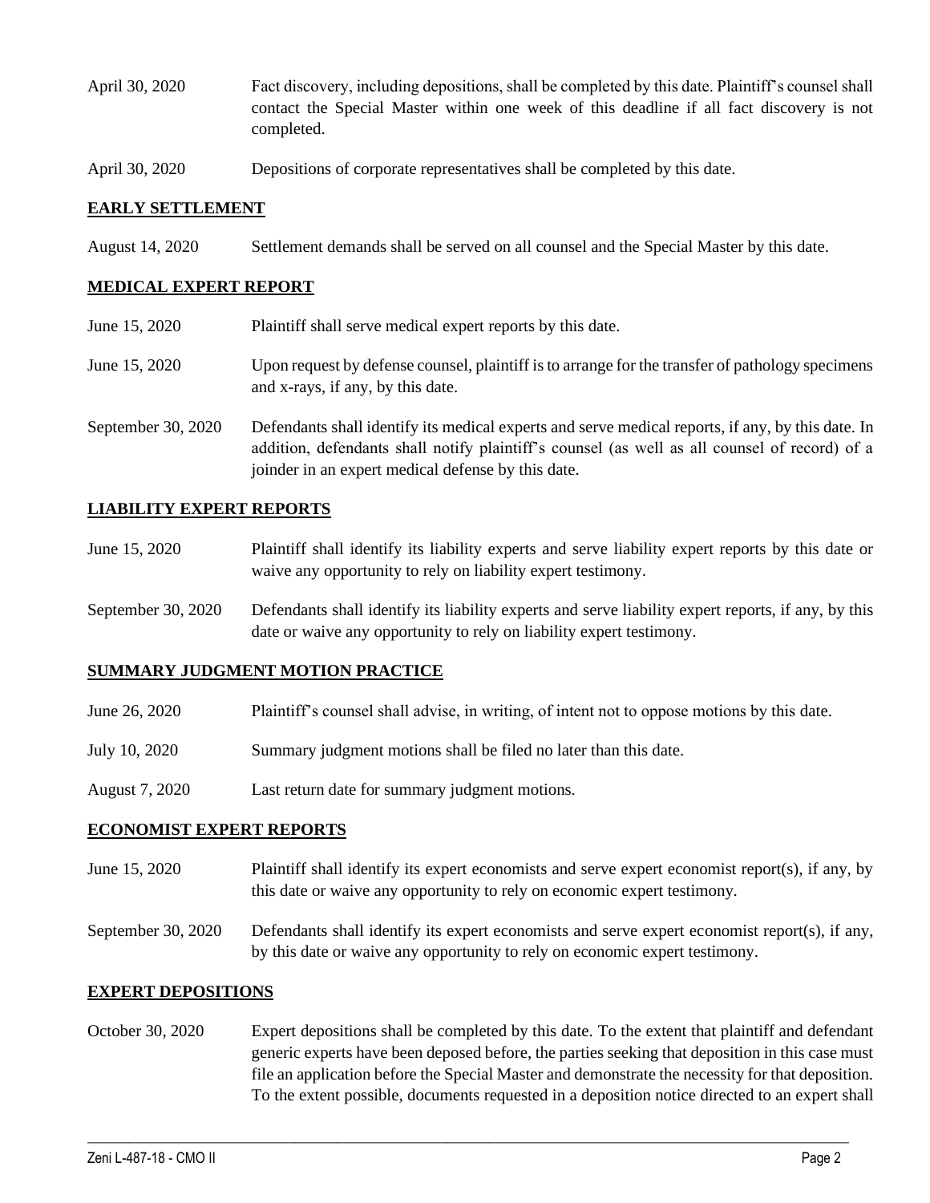| | |
|---|---|
| April 30, 2020 | Fact discovery, including depositions, shall be completed by this date. Plaintiff's counsel shall contact the Special Master within one week of this deadline if all fact discovery is not completed. |
| April 30, 2020 | Depositions of corporate representatives shall be completed by this date. |

## EARLY SETTLEMENT

| | |
|---|---|
| August 14, 2020 | Settlement demands shall be served on all counsel and the Special Master by this date. |

## MEDICAL EXPERT REPORT

| | |
|---|---|
| June 15, 2020 | Plaintiff shall serve medical expert reports by this date. |
| June 15, 2020 | Upon request by defense counsel, plaintiff is to arrange for the transfer of pathology specimens and x-rays, if any, by this date. |
| September 30, 2020 | Defendants shall identify its medical experts and serve medical reports, if any, by this date. In addition, defendants shall notify plaintiff's counsel (as well as all counsel of record) of a joinder in an expert medical defense by this date. |

## LIABILITY EXPERT REPORTS

| | |
|---|---|
| June 15, 2020 | Plaintiff shall identify its liability experts and serve liability expert reports by this date or waive any opportunity to rely on liability expert testimony. |
| September 30, 2020 | Defendants shall identify its liability experts and serve liability expert reports, if any, by this date or waive any opportunity to rely on liability expert testimony. |

## SUMMARY JUDGMENT MOTION PRACTICE

| | |
|---|---|
| June 26, 2020 | Plaintiff's counsel shall advise, in writing, of intent not to oppose motions by this date. |
| July 10, 2020 | Summary judgment motions shall be filed no later than this date. |
| August 7, 2020 | Last return date for summary judgment motions. |

## ECONOMIST EXPERT REPORTS

| | |
|---|---|
| June 15, 2020 | Plaintiff shall identify its expert economists and serve expert economist report(s), if any, by this date or waive any opportunity to rely on economic expert testimony. |
| September 30, 2020 | Defendants shall identify its expert economists and serve expert economist report(s), if any, by this date or waive any opportunity to rely on economic expert testimony. |

## EXPERT DEPOSITIONS

| | |
|---|---|
| October 30, 2020 | Expert depositions shall be completed by this date. To the extent that plaintiff and defendant generic experts have been deposed before, the parties seeking that deposition in this case must file an application before the Special Master and demonstrate the necessity for that deposition. To the extent possible, documents requested in a deposition notice directed to an expert shall |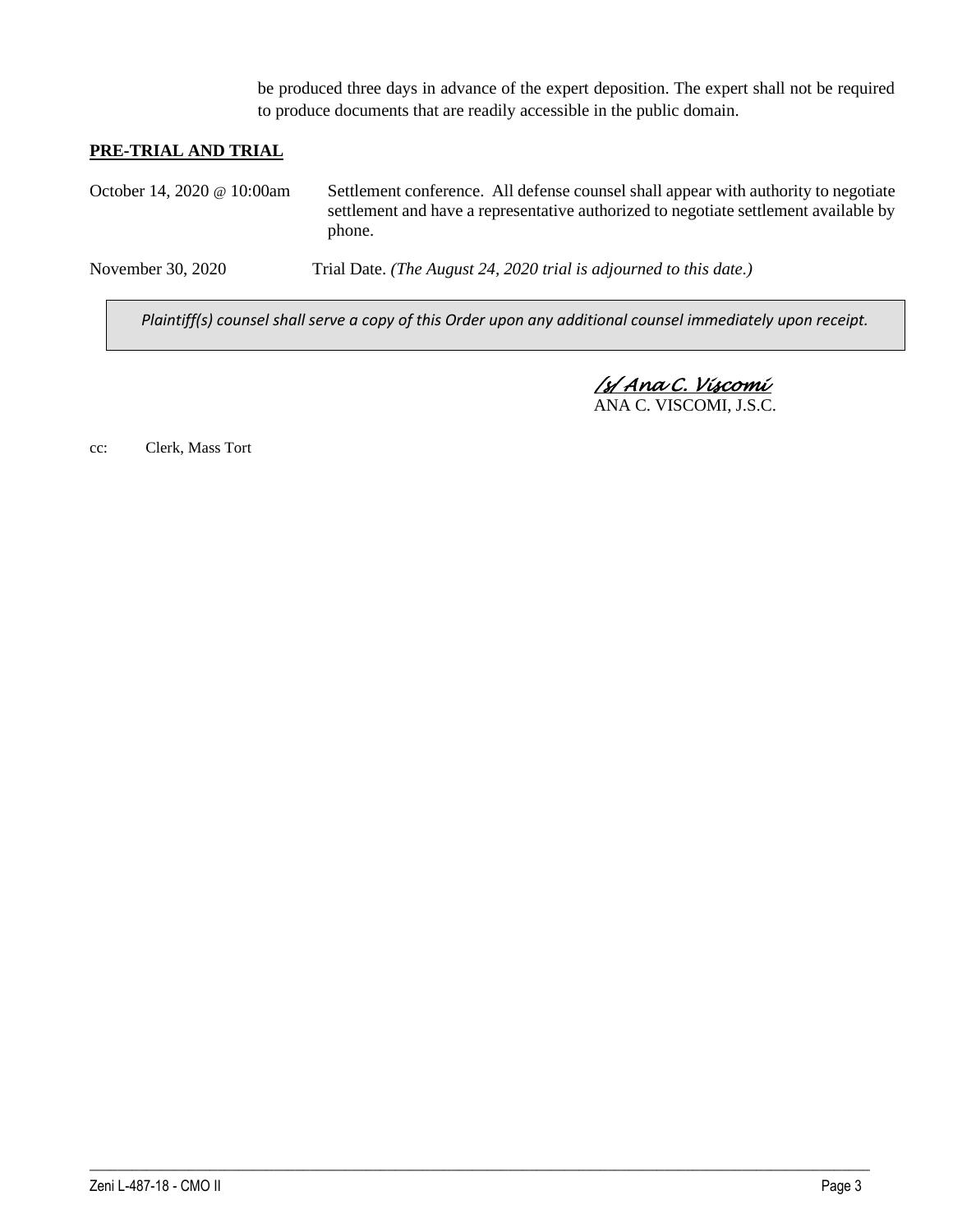be produced three days in advance of the expert deposition. The expert shall not be required to produce documents that are readily accessible in the public domain.

**PRE-TRIAL AND TRIAL**

| | |
|---|---|
| October 14, 2020 @ 10:00am | Settlement conference. All defense counsel shall appear with authority to negotiate settlement and have a representative authorized to negotiate settlement available by phone. |
| November 30, 2020 | Trial Date. *(The August 24, 2020 trial is adjourned to this date.)* |

*Plaintiff(s) counsel shall serve a copy of this Order upon any additional counsel immediately upon receipt.*

*/s/ Ana C. Viscomi*
ANA C. VISCOMI, J.S.C.

cc: Clerk, Mass Tort